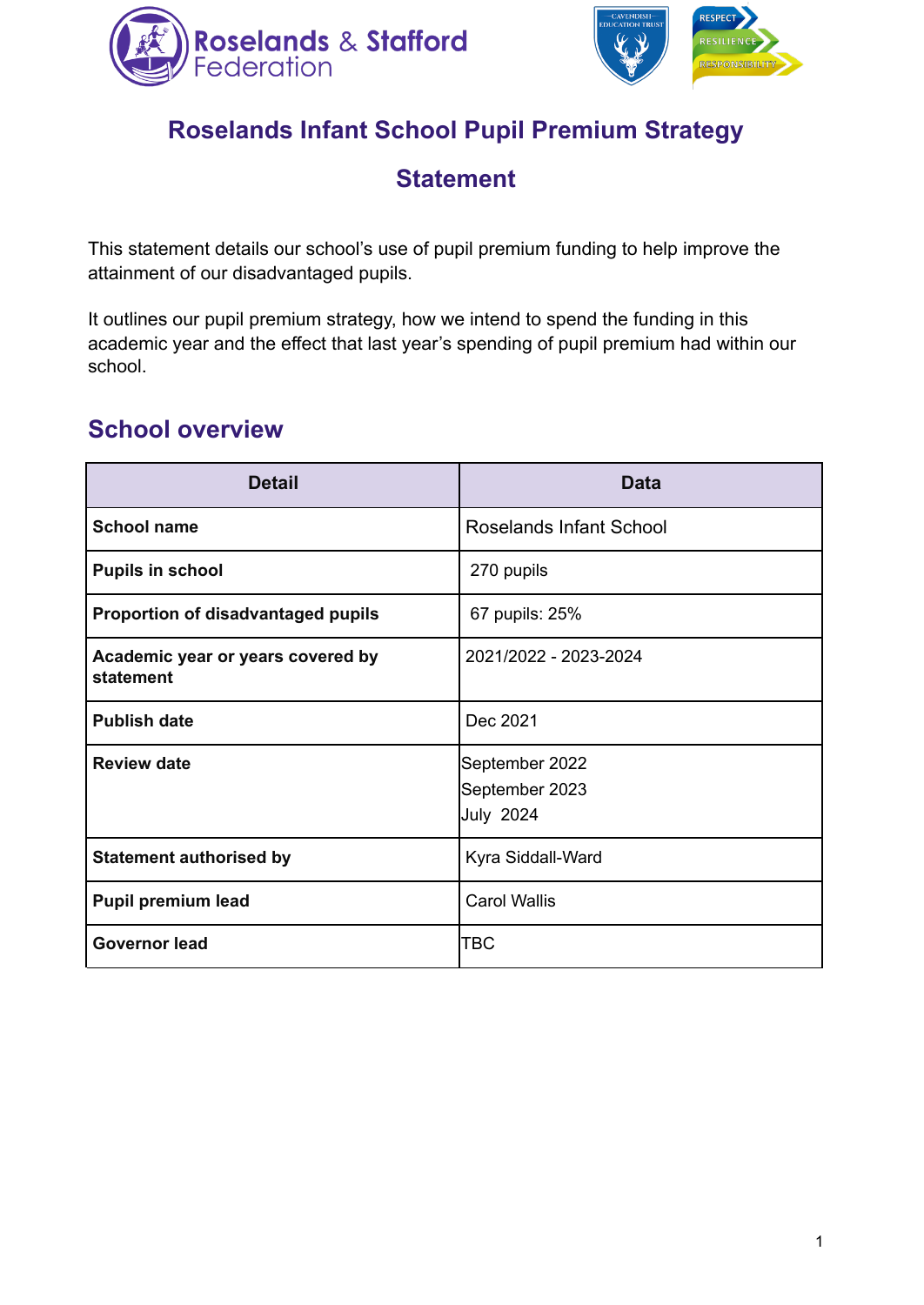# Roselands Infant School Pupil Premium Strategy Statement

This statement details our school's use of pupil premium funding to help improve the attainment of our disadvantaged pupils.

It outlines our pupil premium strategy, how we intend to spend the funding in this academic year and the effect that last year's spending of pupil premium had within our school.

## School overview

| Detail | Data |
|---|---|
| **School name** | Roselands Infant School |
| **Pupils in school** | 270 pupils |
| **Proportion of disadvantaged pupils** | 67 pupils: 25% |
| **Academic year or years covered by statement** | 2021/2022 - 2023-2024 |
| **Publish date** | Dec 2021 |
| **Review date** | September 2022<br>September 2023<br>July 2024 |
| **Statement authorised by** | Kyra Siddall-Ward |
| **Pupil premium lead** | Carol Wallis |
| **Governor lead** | TBC |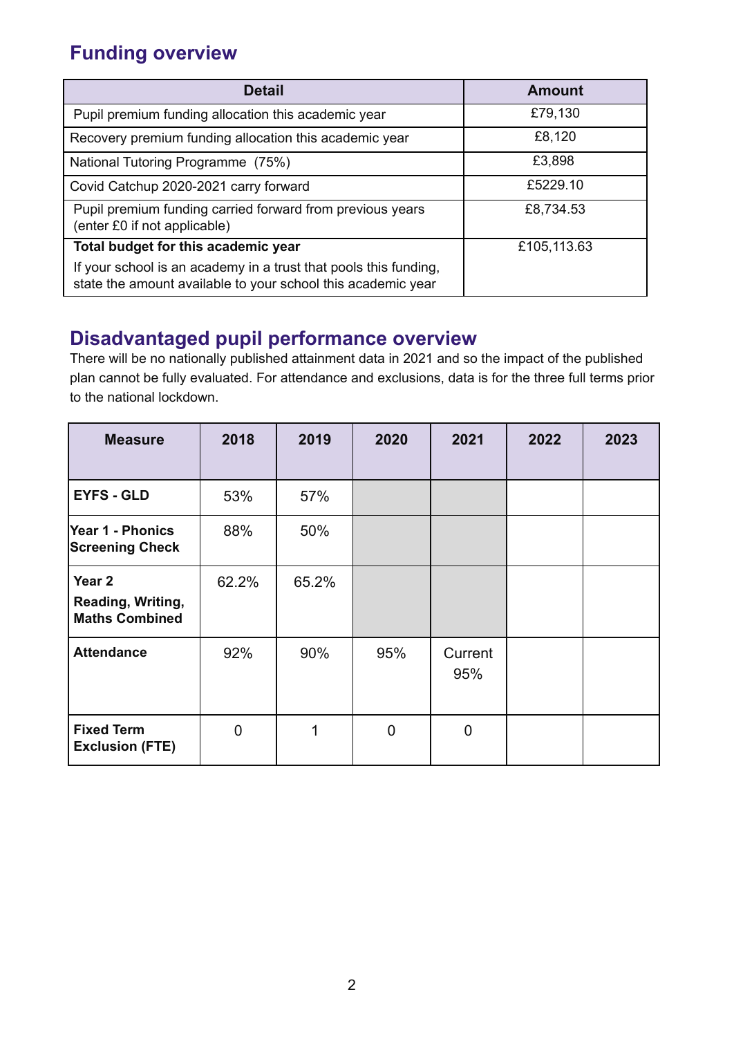## Funding overview

| Detail | Amount |
| --- | --- |
| Pupil premium funding allocation this academic year | £79,130 |
| Recovery premium funding allocation this academic year | £8,120 |
| National Tutoring Programme  (75%) | £3,898 |
| Covid Catchup 2020-2021 carry forward | £5229.10 |
| Pupil premium funding carried forward from previous years (enter £0 if not applicable) | £8,734.53 |
| **Total budget for this academic year**<br>If your school is an academy in a trust that pools this funding, state the amount available to your school this academic year | £105,113.63 |

## Disadvantaged pupil performance overview

There will be no nationally published attainment data in 2021 and so the impact of the published plan cannot be fully evaluated. For attendance and exclusions, data is for the three full terms prior to the national lockdown.

| Measure | 2018 | 2019 | 2020 | 2021 | 2022 | 2023 |
| --- | --- | --- | --- | --- | --- | --- |
| **EYFS - GLD** | 53% | 57% | | | | |
| **Year 1 - Phonics Screening Check** | 88% | 50% | | | | |
| **Year 2**<br>**Reading, Writing, Maths Combined** | 62.2% | 65.2% | | | | |
| **Attendance** | 92% | 90% | 95% | Current 95% | | |
| **Fixed Term Exclusion (FTE)** | 0 | 1 | 0 | 0 | | |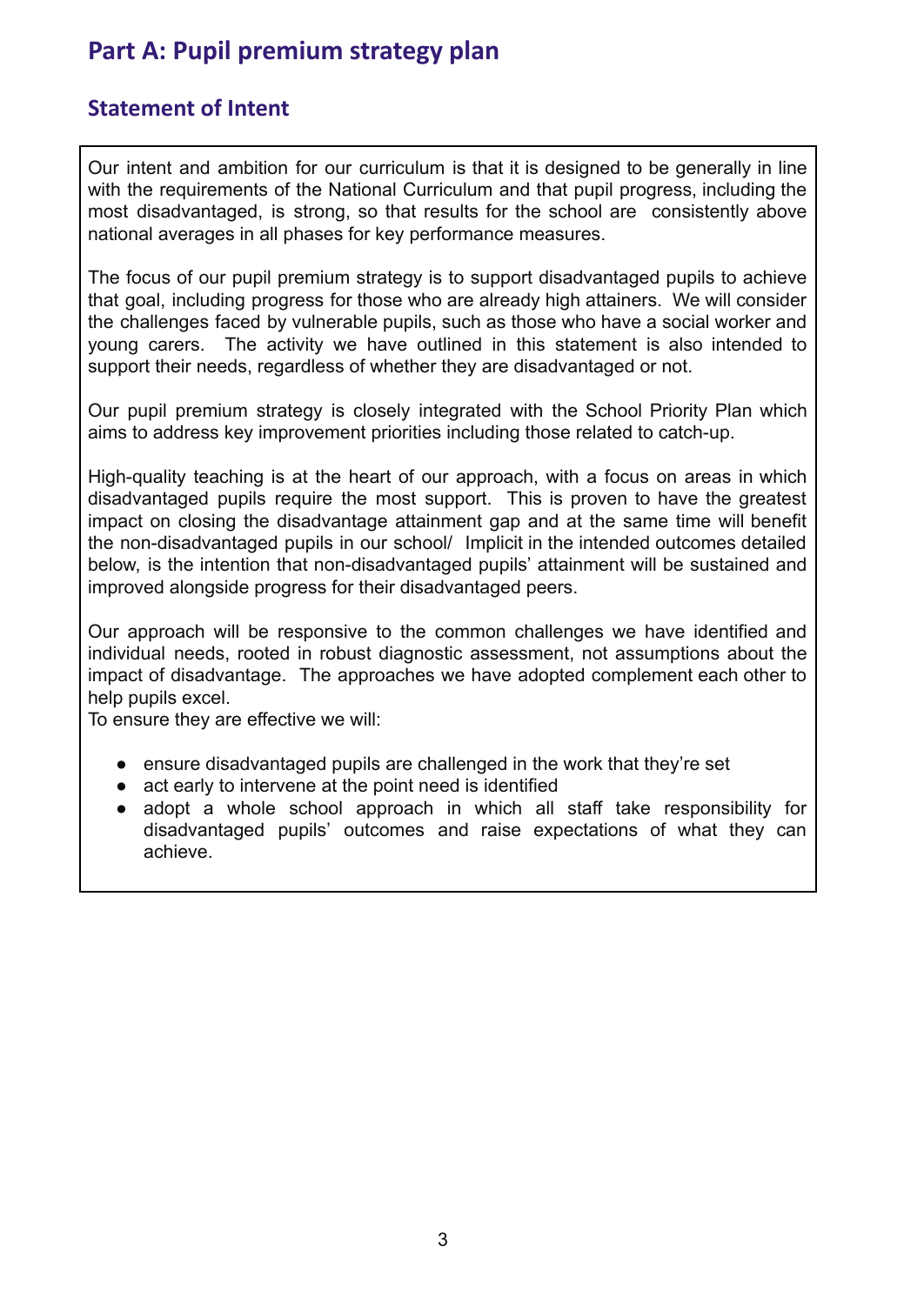# Part A: Pupil premium strategy plan

## Statement of Intent

Our intent and ambition for our curriculum is that it is designed to be generally in line with the requirements of the National Curriculum and that pupil progress, including the most disadvantaged, is strong, so that results for the school are consistently above national averages in all phases for key performance measures.

The focus of our pupil premium strategy is to support disadvantaged pupils to achieve that goal, including progress for those who are already high attainers. We will consider the challenges faced by vulnerable pupils, such as those who have a social worker and young carers. The activity we have outlined in this statement is also intended to support their needs, regardless of whether they are disadvantaged or not.

Our pupil premium strategy is closely integrated with the School Priority Plan which aims to address key improvement priorities including those related to catch-up.

High-quality teaching is at the heart of our approach, with a focus on areas in which disadvantaged pupils require the most support. This is proven to have the greatest impact on closing the disadvantage attainment gap and at the same time will benefit the non-disadvantaged pupils in our school/ Implicit in the intended outcomes detailed below, is the intention that non-disadvantaged pupils' attainment will be sustained and improved alongside progress for their disadvantaged peers.

Our approach will be responsive to the common challenges we have identified and individual needs, rooted in robust diagnostic assessment, not assumptions about the impact of disadvantage. The approaches we have adopted complement each other to help pupils excel.
To ensure they are effective we will:

- ensure disadvantaged pupils are challenged in the work that they're set
- act early to intervene at the point need is identified
- adopt a whole school approach in which all staff take responsibility for disadvantaged pupils' outcomes and raise expectations of what they can achieve.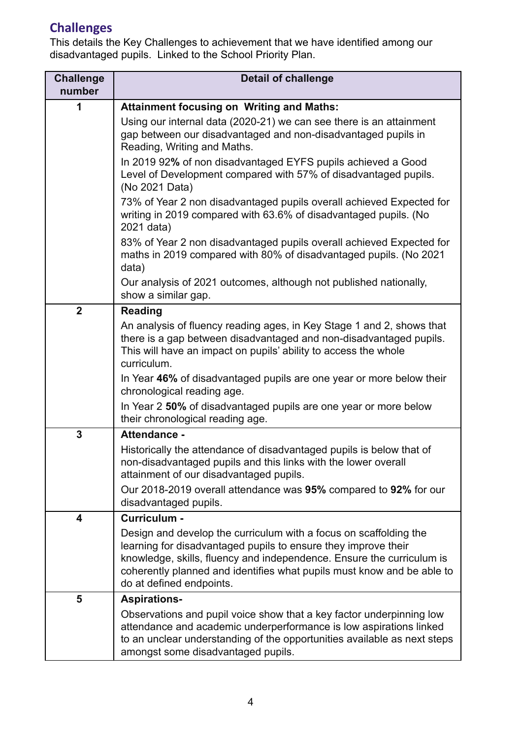## Challenges

This details the Key Challenges to achievement that we have identified among our disadvantaged pupils.  Linked to the School Priority Plan.

| Challenge number | Detail of challenge |
|---|---|
| 1 | **Attainment focusing on  Writing and Maths:**<br>Using our internal data (2020-21) we can see there is an attainment gap between our disadvantaged and non-disadvantaged pupils in Reading, Writing and Maths.<br>In 2019 92**%** of non disadvantaged EYFS pupils achieved a Good Level of Development compared with 57% of disadvantaged pupils. (No 2021 Data)<br>73% of Year 2 non disadvantaged pupils overall achieved Expected for writing in 2019 compared with 63.6% of disadvantaged pupils. (No 2021 data)<br>83% of Year 2 non disadvantaged pupils overall achieved Expected for maths in 2019 compared with 80% of disadvantaged pupils. (No 2021 data)<br>Our analysis of 2021 outcomes, although not published nationally, show a similar gap. |
| 2 | **Reading**<br>An analysis of fluency reading ages, in Key Stage 1 and 2, shows that there is a gap between disadvantaged and non-disadvantaged pupils. This will have an impact on pupils' ability to access the whole curriculum.<br>In Year **46%** of disadvantaged pupils are one year or more below their chronological reading age.<br>In Year 2 **50%** of disadvantaged pupils are one year or more below their chronological reading age. |
| 3 | **Attendance -**<br>Historically the attendance of disadvantaged pupils is below that of non-disadvantaged pupils and this links with the lower overall attainment of our disadvantaged pupils.<br>Our 2018-2019 overall attendance was **95%** compared to **92%** for our disadvantaged pupils. |
| 4 | **Curriculum -**<br>Design and develop the curriculum with a focus on scaffolding the learning for disadvantaged pupils to ensure they improve their knowledge, skills, fluency and independence. Ensure the curriculum is coherently planned and identifies what pupils must know and be able to do at defined endpoints. |
| 5 | **Aspirations-**<br>Observations and pupil voice show that a key factor underpinning low attendance and academic underperformance is low aspirations linked to an unclear understanding of the opportunities available as next steps amongst some disadvantaged pupils. |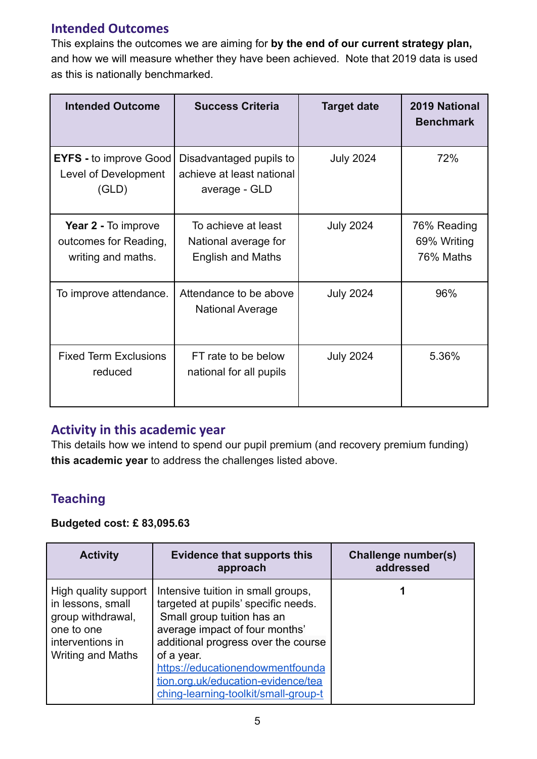## Intended Outcomes

This explains the outcomes we are aiming for **by the end of our current strategy plan,** and how we will measure whether they have been achieved. Note that 2019 data is used as this is nationally benchmarked.

| Intended Outcome | Success Criteria | Target date | 2019 National Benchmark |
|---|---|---|---|
| **EYFS -** to improve Good Level of Development (GLD) | Disadvantaged pupils to achieve at least national average - GLD | July 2024 | 72% |
| **Year 2 -** To improve outcomes for Reading, writing and maths. | To achieve at least National average for English and Maths | July 2024 | 76% Reading<br>69% Writing<br>76% Maths |
| To improve attendance. | Attendance to be above National Average | July 2024 | 96% |
| Fixed Term Exclusions reduced | FT rate to be below national for all pupils | July 2024 | 5.36% |

## Activity in this academic year

This details how we intend to spend our pupil premium (and recovery premium funding) **this academic year** to address the challenges listed above.

## Teaching

**Budgeted cost: £ 83,095.63**

| Activity | Evidence that supports this approach | Challenge number(s) addressed |
|---|---|---|
| High quality support in lessons, small group withdrawal, one to one interventions in Writing and Maths | Intensive tuition in small groups, targeted at pupils' specific needs. Small group tuition has an average impact of four months' additional progress over the course of a year. https://educationendowmentfoundation.org.uk/education-evidence/teaching-learning-toolkit/small-group-t | **1** |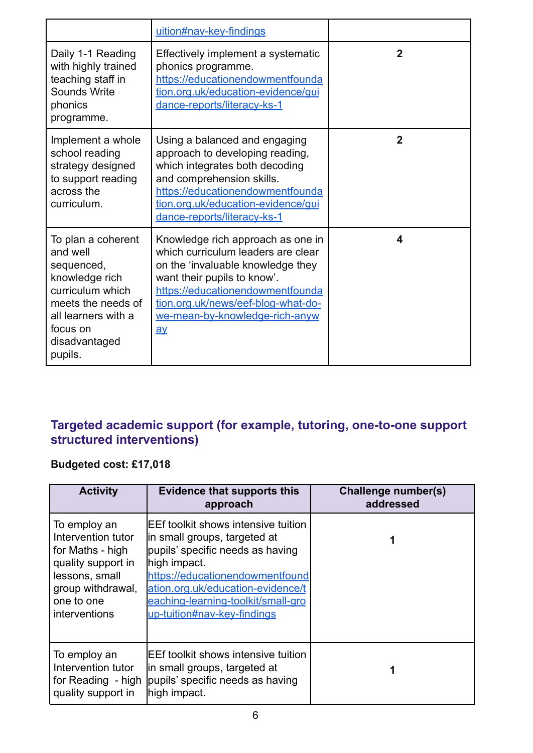| | | |
|---|---|---|
| | uition#nav-key-findings | |
| Daily 1-1 Reading with highly trained teaching staff in Sounds Write phonics programme. | Effectively implement a systematic phonics programme. https://educationendowmentfoundation.org.uk/education-evidence/guidance-reports/literacy-ks-1 | **2** |
| Implement a whole school reading strategy designed to support reading across the curriculum. | Using a balanced and engaging approach to developing reading, which integrates both decoding and comprehension skills. https://educationendowmentfoundation.org.uk/education-evidence/guidance-reports/literacy-ks-1 | **2** |
| To plan a coherent and well sequenced, knowledge rich curriculum which meets the needs of all learners with a focus on disadvantaged pupils. | Knowledge rich approach as one in which curriculum leaders are clear on the 'invaluable knowledge they want their pupils to know'. https://educationendowmentfoundation.org.uk/news/eef-blog-what-do-we-mean-by-knowledge-rich-anyway | **4** |

## Targeted academic support (for example, tutoring, one-to-one support structured interventions)

**Budgeted cost: £17,018**

| Activity | Evidence that supports this approach | Challenge number(s) addressed |
|---|---|---|
| To employ an Intervention tutor for Maths - high quality support in lessons, small group withdrawal, one to one interventions | EEf toolkit shows intensive tuition in small groups, targeted at pupils' specific needs as having high impact. https://educationendowmentfoundation.org.uk/education-evidence/teaching-learning-toolkit/small-group-tuition#nav-key-findings | **1** |
| To employ an Intervention tutor for Reading - high quality support in | EEf toolkit shows intensive tuition in small groups, targeted at pupils' specific needs as having high impact. | **1** |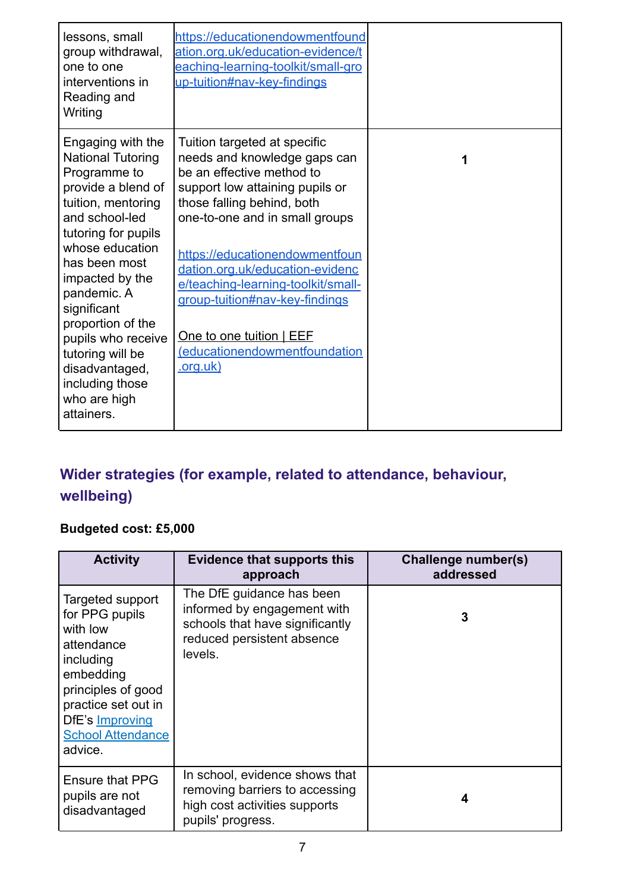| | | |
|---|---|---|
| lessons, small group withdrawal, one to one interventions in Reading and Writing | https://educationendowmentfoundation.org.uk/education-evidence/teaching-learning-toolkit/small-group-tuition#nav-key-findings | |
| Engaging with the National Tutoring Programme to provide a blend of tuition, mentoring and school-led tutoring for pupils whose education has been most impacted by the pandemic. A significant proportion of the pupils who receive tutoring will be disadvantaged, including those who are high attainers. | Tuition targeted at specific needs and knowledge gaps can be an effective method to support low attaining pupils or those falling behind, both one-to-one and in small groups<br><br>https://educationendowmentfoundation.org.uk/education-evidence/teaching-learning-toolkit/small-group-tuition#nav-key-findings<br><br>One to one tuition \| EEF (educationendowmentfoundation.org.uk) | 1 |

## Wider strategies (for example, related to attendance, behaviour, wellbeing)

**Budgeted cost: £5,000**

| Activity | Evidence that supports this approach | Challenge number(s) addressed |
|---|---|---|
| Targeted support for PPG pupils with low attendance including embedding principles of good practice set out in DfE's Improving School Attendance advice. | The DfE guidance has been informed by engagement with schools that have significantly reduced persistent absence levels. | 3 |
| Ensure that PPG pupils are not disadvantaged | In school, evidence shows that removing barriers to accessing high cost activities supports pupils' progress. | 4 |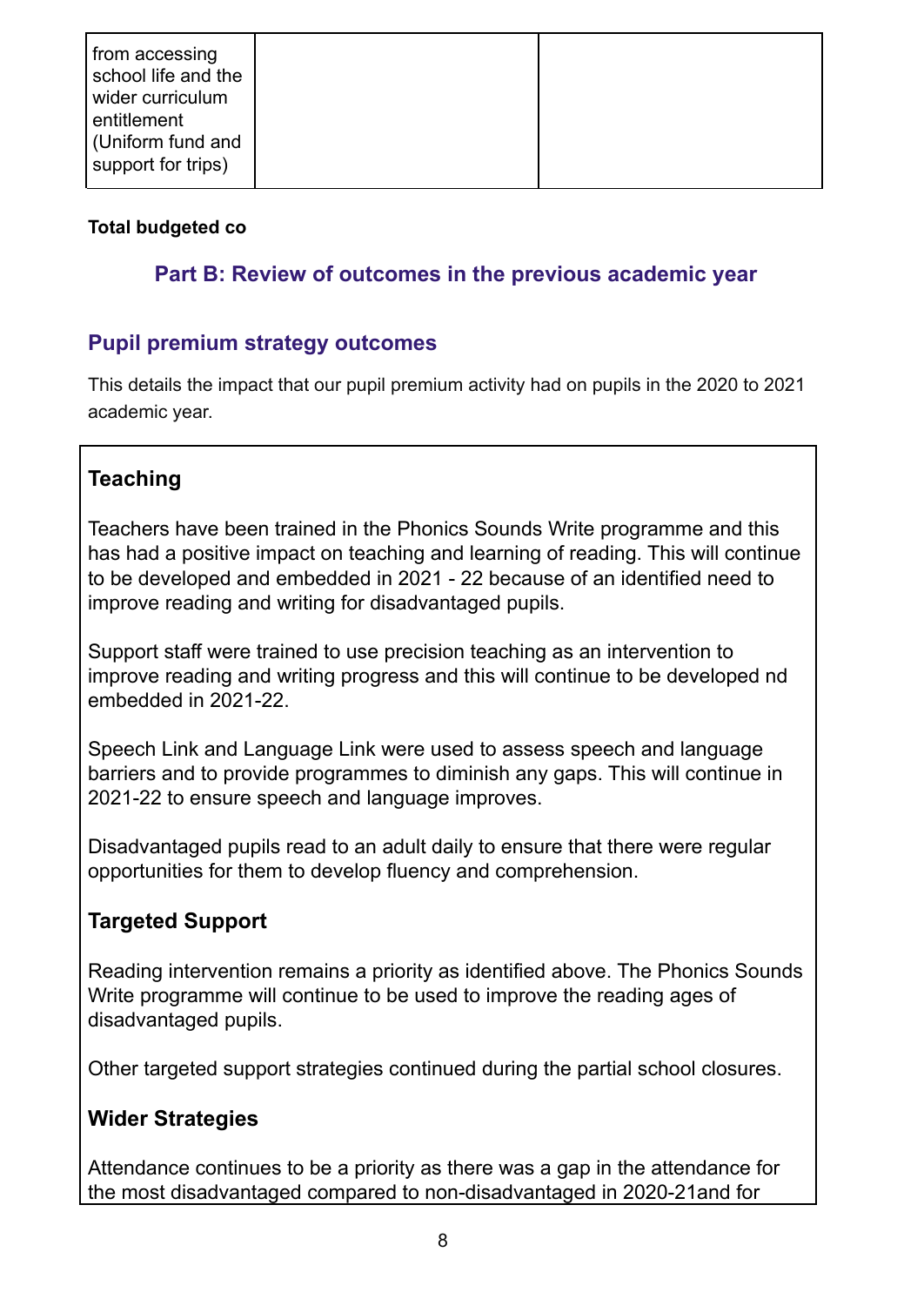| from accessing school life and the wider curriculum entitlement (Uniform fund and support for trips) | | |
|---|---|---|

**Total budgeted co**

## Part B: Review of outcomes in the previous academic year

### Pupil premium strategy outcomes

This details the impact that our pupil premium activity had on pupils in the 2020 to 2021 academic year.

**Teaching**

Teachers have been trained in the Phonics Sounds Write programme and this has had a positive impact on teaching and learning of reading. This will continue to be developed and embedded in 2021 - 22 because of an identified need to improve reading and writing for disadvantaged pupils.

Support staff were trained to use precision teaching as an intervention to improve reading and writing progress and this will continue to be developed nd embedded in 2021-22.

Speech Link and Language Link were used to assess speech and language barriers and to provide programmes to diminish any gaps. This will continue in 2021-22 to ensure speech and language improves.

Disadvantaged pupils read to an adult daily to ensure that there were regular opportunities for them to develop fluency and comprehension.

**Targeted Support**

Reading intervention remains a priority as identified above. The Phonics Sounds Write programme will continue to be used to improve the reading ages of disadvantaged pupils.

Other targeted support strategies continued during the partial school closures.

**Wider Strategies**

Attendance continues to be a priority as there was a gap in the attendance for the most disadvantaged compared to non-disadvantaged in 2020-21and for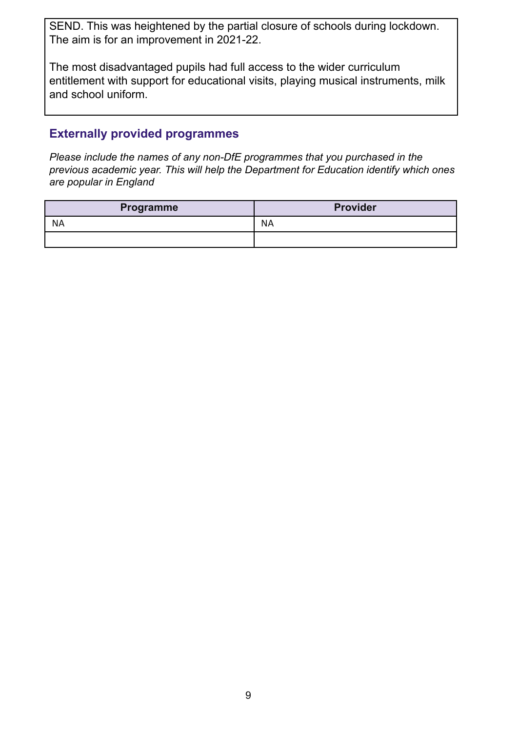SEND. This was heightened by the partial closure of schools during lockdown. The aim is for an improvement in 2021-22.

The most disadvantaged pupils had full access to the wider curriculum entitlement with support for educational visits, playing musical instruments, milk and school uniform.

## Externally provided programmes

*Please include the names of any non-DfE programmes that you purchased in the previous academic year. This will help the Department for Education identify which ones are popular in England*

| Programme | Provider |
|---|---|
| NA | NA |
| | |